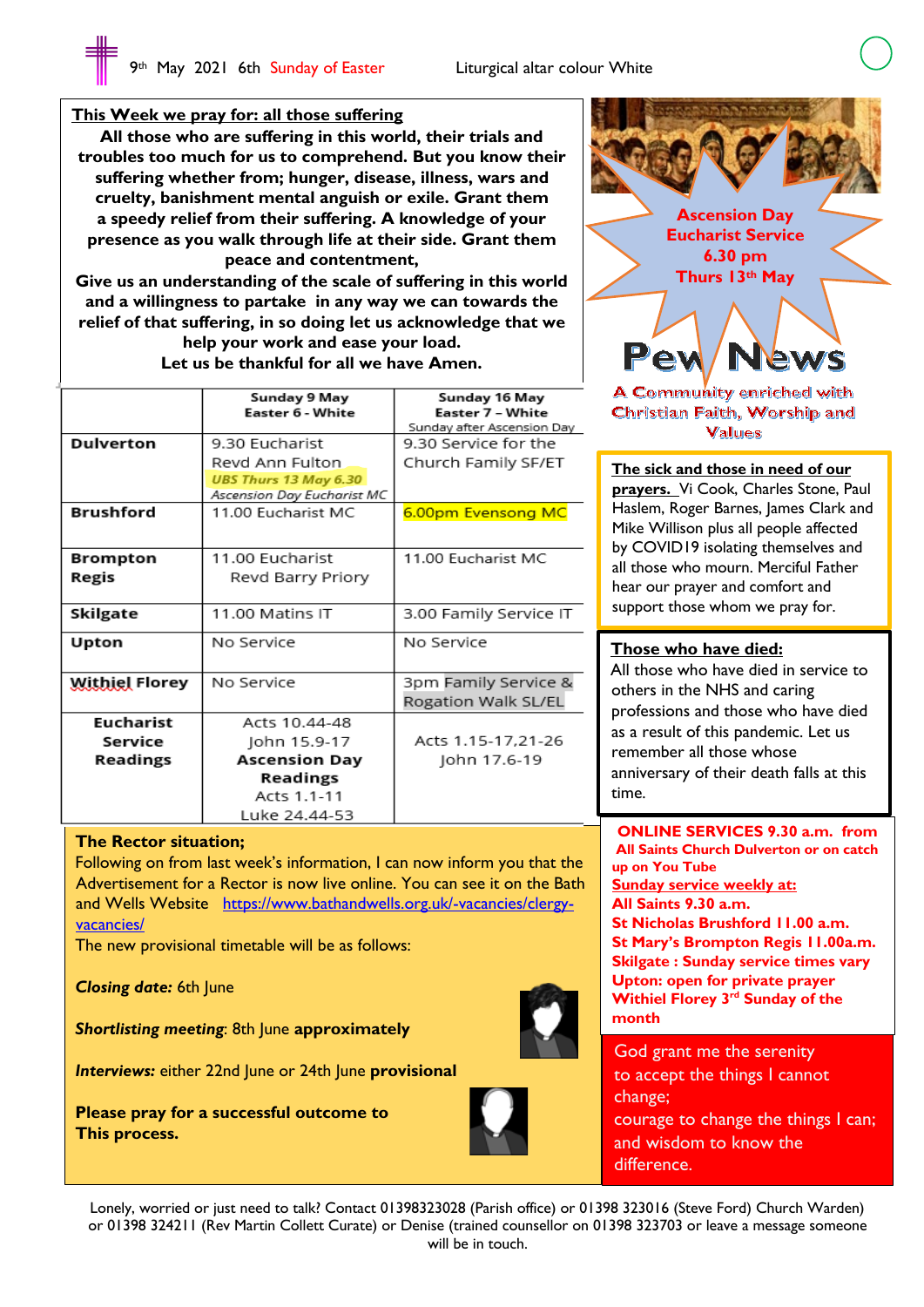9th May 2021 6th Sunday of Easter Liturgical altar colour White

## This Week we pray for: all those suffering

**All those who are suffering in this world, their trials and troubles too much for us to comprehend. But you know their suffering whether from; hunger, disease, illness, wars and cruelty, banishment mental anguish or exile. Grant them a speedy relief from their suffering. A knowledge of your presence as you walk through life at their side. Grant them peace and contentment,**

**Give us an understanding of the scale of suffering in this world and a willingness to partake in any way we can towards the relief of that suffering, in so doing let us acknowledge that we help your work and ease your load.**

**Let us be thankful for all we have Amen.**

| | Sunday 9 May Easter 6 - White | Sunday 16 May Easter 7 – White Sunday after Ascension Day |
|---|---|---|
| **Dulverton** | 9.30 Eucharist Revd Ann Fulton UBS Thurs 13 May 6.30 *Ascension Day Eucharist MC* | 9.30 Service for the Church Family SF/ET |
| **Brushford** | 11.00 Eucharist MC | 6.00pm Evensong MC |
| **Brompton Regis** | 11.00 Eucharist Revd Barry Priory | 11.00 Eucharist MC |
| **Skilgate** | 11.00 Matins IT | 3.00 Family Service IT |
| **Upton** | No Service | No Service |
| **Withiel Florey** | No Service | 3pm Family Service & Rogation Walk SL/EL |
| **Eucharist Service Readings** | Acts 10.44-48 John 15.9-17 **Ascension Day Readings** Acts 1.1-11 Luke 24.44-53 | Acts 1.15-17,21-26 John 17.6-19 |

## The Rector situation;

Following on from last week's information, I can now inform you that the Advertisement for a Rector is now live online. You can see it on the Bath and Wells Website https://www.bathandwells.org.uk/-vacancies/clergy-vacancies/

The new provisional timetable will be as follows:

***Closing date:*** 6th June

***Shortlisting meeting***: 8th June **approximately**

***Interviews:*** either 22nd June or 24th June **provisional**

**Please pray for a successful outcome to This process.**

**Ascension Day Eucharist Service 6.30 pm Thurs 13th May**

# Pew News

**A Community enriched with Christian Faith, Worship and Values**

**The sick and those in need of our prayers.** Vi Cook, Charles Stone, Paul Haslem, Roger Barnes, James Clark and Mike Willison plus all people affected by COVID19 isolating themselves and all those who mourn. Merciful Father hear our prayer and comfort and support those whom we pray for.

**Those who have died:**
All those who have died in service to others in the NHS and caring professions and those who have died as a result of this pandemic. Let us remember all those whose anniversary of their death falls at this time.

**ONLINE SERVICES 9.30 a.m. from All Saints Church Dulverton or on catch up on You Tube**

**Sunday service weekly at:**
**All Saints 9.30 a.m.**
**St Nicholas Brushford 11.00 a.m.**
**St Mary's Brompton Regis 11.00a.m.**
**Skilgate : Sunday service times vary**
**Upton: open for private prayer**
**Withiel Florey 3rd Sunday of the month**

God grant me the serenity to accept the things I cannot change;
courage to change the things I can;
and wisdom to know the difference.

Lonely, worried or just need to talk? Contact 01398323028 (Parish office) or 01398 323016 (Steve Ford) Church Warden) or 01398 324211 (Rev Martin Collett Curate) or Denise (trained counsellor on 01398 323703 or leave a message someone will be in touch.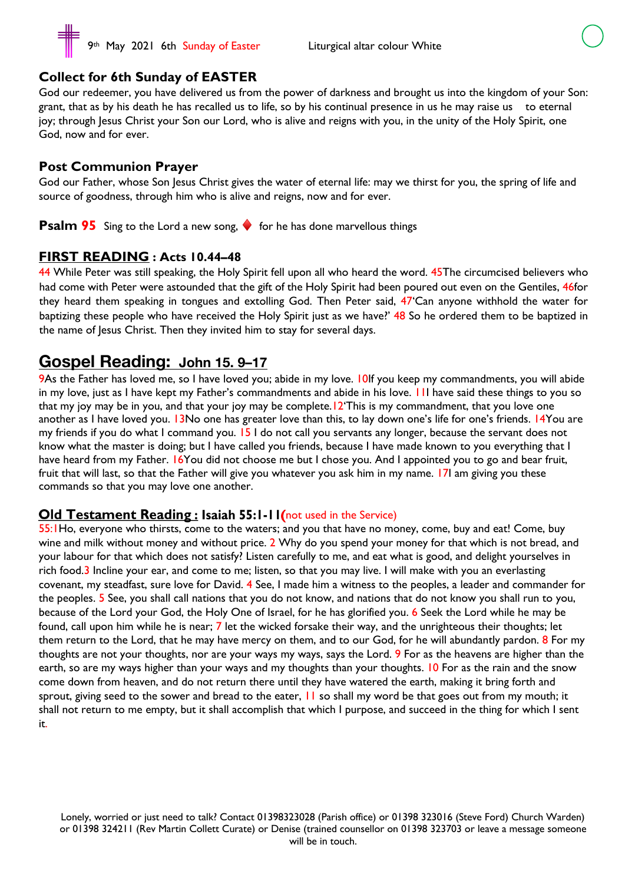9th May 2021 6th Sunday of Easter Liturgical altar colour White

## Collect for 6th Sunday of EASTER

God our redeemer, you have delivered us from the power of darkness and brought us into the kingdom of your Son: grant, that as by his death he has recalled us to life, so by his continual presence in us he may raise us to eternal joy; through Jesus Christ your Son our Lord, who is alive and reigns with you, in the unity of the Holy Spirit, one God, now and for ever.

## Post Communion Prayer

God our Father, whose Son Jesus Christ gives the water of eternal life: may we thirst for you, the spring of life and source of goodness, through him who is alive and reigns, now and for ever.

**Psalm 95** Sing to the Lord a new song, ♦ for he has done marvellous things

## FIRST READING : Acts 10.44–48

44 While Peter was still speaking, the Holy Spirit fell upon all who heard the word. 45The circumcised believers who had come with Peter were astounded that the gift of the Holy Spirit had been poured out even on the Gentiles, 46for they heard them speaking in tongues and extolling God. Then Peter said, 47'Can anyone withhold the water for baptizing these people who have received the Holy Spirit just as we have?' 48 So he ordered them to be baptized in the name of Jesus Christ. Then they invited him to stay for several days.

# Gospel Reading: John 15. 9–17

9As the Father has loved me, so I have loved you; abide in my love. 10If you keep my commandments, you will abide in my love, just as I have kept my Father's commandments and abide in his love. 11I have said these things to you so that my joy may be in you, and that your joy may be complete.12'This is my commandment, that you love one another as I have loved you. 13No one has greater love than this, to lay down one's life for one's friends. 14You are my friends if you do what I command you. 15 I do not call you servants any longer, because the servant does not know what the master is doing; but I have called you friends, because I have made known to you everything that I have heard from my Father. 16You did not choose me but I chose you. And I appointed you to go and bear fruit, fruit that will last, so that the Father will give you whatever you ask him in my name. 17I am giving you these commands so that you may love one another.

## Old Testament Reading : Isaiah 55:1-11(not used in the Service)

55:1Ho, everyone who thirsts, come to the waters; and you that have no money, come, buy and eat! Come, buy wine and milk without money and without price. 2 Why do you spend your money for that which is not bread, and your labour for that which does not satisfy? Listen carefully to me, and eat what is good, and delight yourselves in rich food.3 Incline your ear, and come to me; listen, so that you may live. I will make with you an everlasting covenant, my steadfast, sure love for David. 4 See, I made him a witness to the peoples, a leader and commander for the peoples. 5 See, you shall call nations that you do not know, and nations that do not know you shall run to you, because of the Lord your God, the Holy One of Israel, for he has glorified you. 6 Seek the Lord while he may be found, call upon him while he is near; 7 let the wicked forsake their way, and the unrighteous their thoughts; let them return to the Lord, that he may have mercy on them, and to our God, for he will abundantly pardon. 8 For my thoughts are not your thoughts, nor are your ways my ways, says the Lord. 9 For as the heavens are higher than the earth, so are my ways higher than your ways and my thoughts than your thoughts. 10 For as the rain and the snow come down from heaven, and do not return there until they have watered the earth, making it bring forth and sprout, giving seed to the sower and bread to the eater, 11 so shall my word be that goes out from my mouth; it shall not return to me empty, but it shall accomplish that which I purpose, and succeed in the thing for which I sent it.

Lonely, worried or just need to talk? Contact 01398323028 (Parish office) or 01398 323016 (Steve Ford) Church Warden) or 01398 324211 (Rev Martin Collett Curate) or Denise (trained counsellor on 01398 323703 or leave a message someone will be in touch.